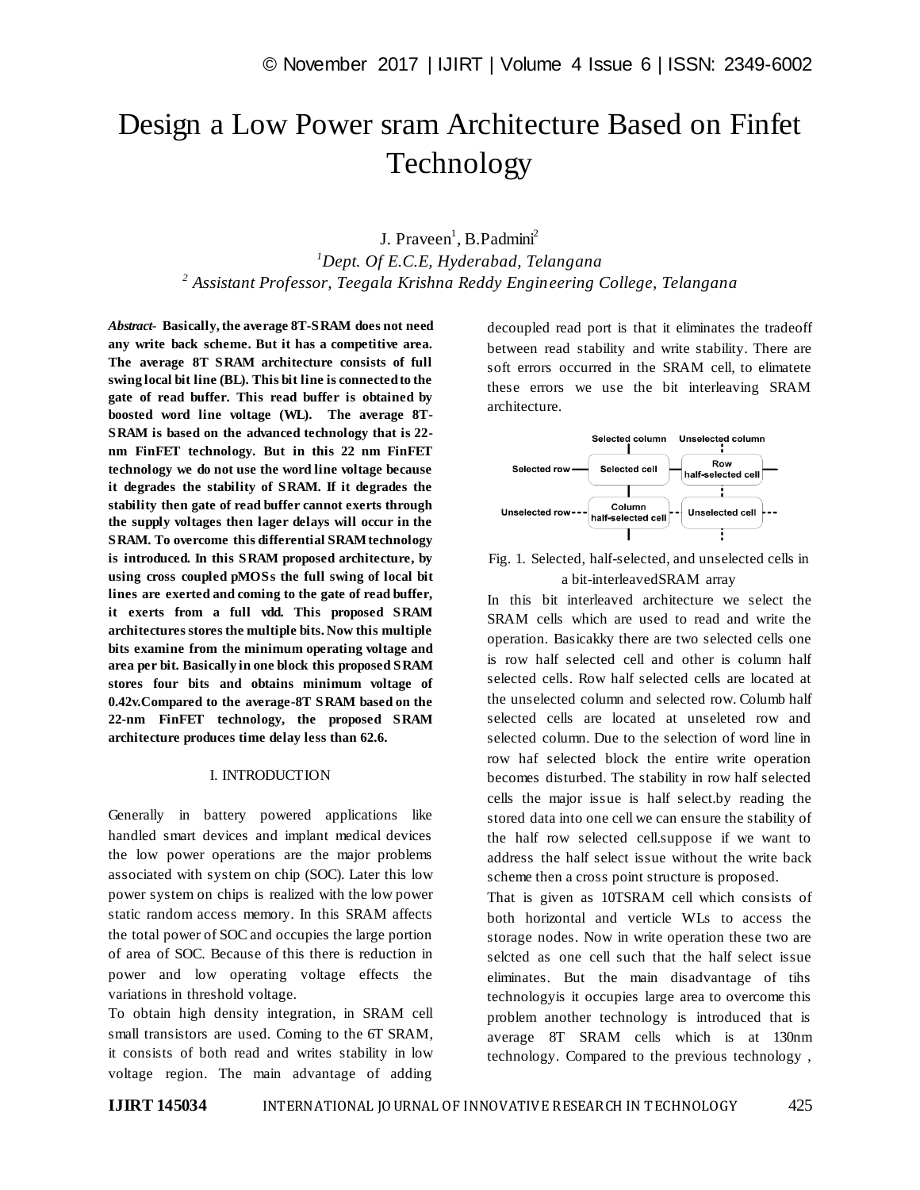# Design a Low Power sram Architecture Based on Finfet Technology

J. Praveen[1], B.Padmini[2]

[1]*Dept. Of E.C.E, Hyderabad, Telangana*

[2] *Assistant Professor, Teegala Krishna Reddy Engineering College, Telangana*

***Abstract-*** **Basically, the average 8T-SRAM does not need any write back scheme. But it has a competitive area. The average 8T SRAM architecture consists of full swing local bit line (BL). This bit line is connected to the gate of read buffer. This read buffer is obtained by boosted word line voltage (WL). The average 8T-SRAM is based on the advanced technology that is 22-nm FinFET technology. But in this 22 nm FinFET technology we do not use the word line voltage because it degrades the stability of SRAM. If it degrades the stability then gate of read buffer cannot exerts through the supply voltages then lager delays will occur in the SRAM. To overcome this differential SRAM technology is introduced. In this SRAM proposed architecture, by using cross coupled pMOSs the full swing of local bit lines are exerted and coming to the gate of read buffer, it exerts from a full vdd. This proposed SRAM architectures stores the multiple bits. Now this multiple bits examine from the minimum operating voltage and area per bit. Basically in one block this proposed SRAM stores four bits and obtains minimum voltage of 0.42v.Compared to the average-8T SRAM based on the 22-nm FinFET technology, the proposed SRAM architecture produces time delay less than 62.6.**

## I. INTRODUCTION

Generally in battery powered applications like handled smart devices and implant medical devices the low power operations are the major problems associated with system on chip (SOC). Later this low power system on chips is realized with the low power static random access memory. In this SRAM affects the total power of SOC and occupies the large portion of area of SOC. Because of this there is reduction in power and low operating voltage effects the variations in threshold voltage.

To obtain high density integration, in SRAM cell small transistors are used. Coming to the 6T SRAM, it consists of both read and writes stability in low voltage region. The main advantage of adding decoupled read port is that it eliminates the tradeoff between read stability and write stability. There are soft errors occurred in the SRAM cell, to elimatete these errors we use the bit interleaving SRAM architecture.

| | Selected column | Unselected column |
|---|---|---|
| Selected row | Selected cell | Row half-selected cell |
| Unselected row | Column half-selected cell | Unselected cell |

Fig. 1. Selected, half-selected, and unselected cells in a bit-interleavedSRAM array

In this bit interleaved architecture we select the SRAM cells which are used to read and write the operation. Basicakky there are two selected cells one is row half selected cell and other is column half selected cells. Row half selected cells are located at the unselected column and selected row. Columb half selected cells are located at unseleted row and selected column. Due to the selection of word line in row haf selected block the entire write operation becomes disturbed. The stability in row half selected cells the major issue is half select.by reading the stored data into one cell we can ensure the stability of the half row selected cell.suppose if we want to address the half select issue without the write back scheme then a cross point structure is proposed.

That is given as 10TSRAM cell which consists of both horizontal and verticle WLs to access the storage nodes. Now in write operation these two are selcted as one cell such that the half select issue eliminates. But the main disadvantage of tihs technologyis it occupies large area to overcome this problem another technology is introduced that is average 8T SRAM cells which is at 130nm technology. Compared to the previous technology ,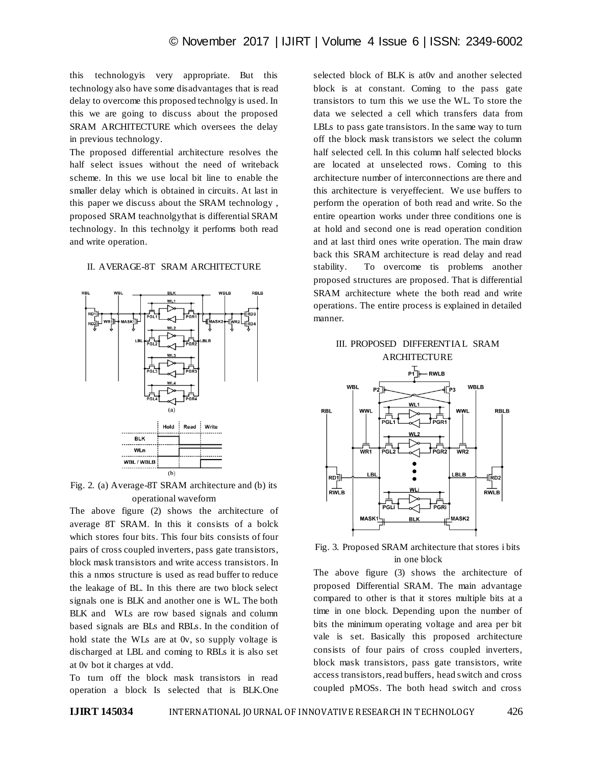this technologyis very appropriate. But this technology also have some disadvantages that is read delay to overcome this proposed technolgy is used. In this we are going to discuss about the proposed SRAM ARCHITECTURE which oversees the delay in previous technology.

The proposed differential architecture resolves the half select issues without the need of writeback scheme. In this we use local bit line to enable the smaller delay which is obtained in circuits. At last in this paper we discuss about the SRAM technology , proposed SRAM teachnolgythat is differential SRAM technology. In this technolgy it performs both read and write operation.

## II. AVERAGE-8T SRAM ARCHITECTURE

Fig. 2. (a) Average-8T SRAM architecture and (b) its operational waveform

The above figure (2) shows the architecture of average 8T SRAM. In this it consists of a bolck which stores four bits. This four bits consists of four pairs of cross coupled inverters, pass gate transistors, block mask transistors and write access transistors. In this a nmos structure is used as read buffer to reduce the leakage of BL. In this there are two block select signals one is BLK and another one is WL. The both BLK and WLs are row based signals and column based signals are BLs and RBLs. In the condition of hold state the WLs are at 0v, so supply voltage is discharged at LBL and coming to RBLs it is also set at 0v bot it charges at vdd.

To turn off the block mask transistors in read operation a block Is selected that is BLK.One selected block of BLK is at0v and another selected block is at constant. Coming to the pass gate transistors to turn this we use the WL. To store the data we selected a cell which transfers data from LBLs to pass gate transistors. In the same way to turn off the block mask transistors we select the column half selected cell. In this column half selected blocks are located at unselected rows. Coming to this architecture number of interconnections are there and this architecture is veryeffecient. We use buffers to perform the operation of both read and write. So the entire opeartion works under three conditions one is at hold and second one is read operation condition and at last third ones write operation. The main draw back this SRAM architecture is read delay and read stability. To overcome tis problems another proposed structures are proposed. That is differential SRAM architecture whete the both read and write operations. The entire process is explained in detailed manner.

## III. PROPOSED DIFFERENTIAL SRAM ARCHITECTURE

Fig. 3. Proposed SRAM architecture that stores i bits in one block

The above figure (3) shows the architecture of proposed Differential SRAM. The main advantage compared to other is that it stores multiple bits at a time in one block. Depending upon the number of bits the minimum operating voltage and area per bit vale is set. Basically this proposed architecture consists of four pairs of cross coupled inverters, block mask transistors, pass gate transistors, write access transistors, read buffers, head switch and cross coupled pMOSs. The both head switch and cross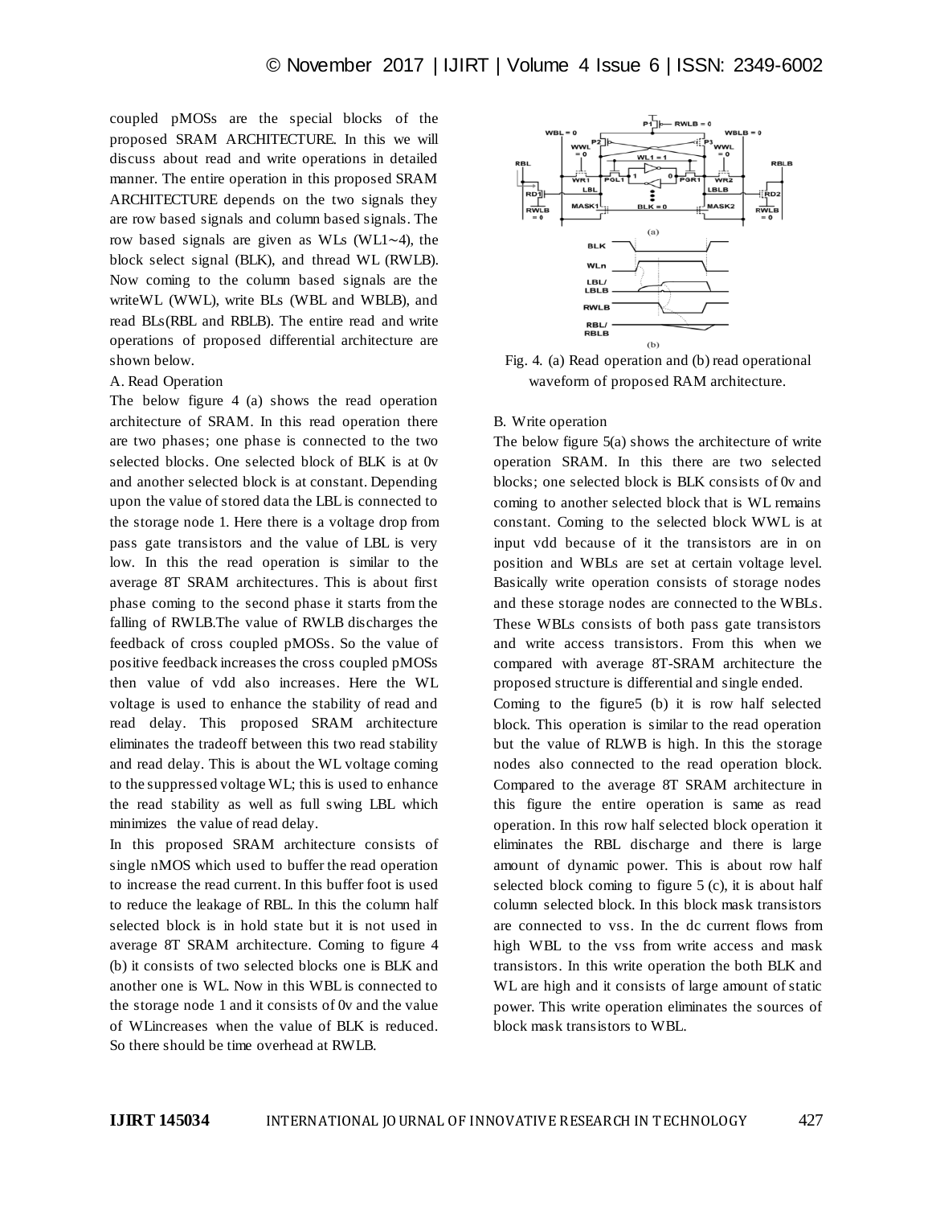coupled pMOSs are the special blocks of the proposed SRAM ARCHITECTURE. In this we will discuss about read and write operations in detailed manner. The entire operation in this proposed SRAM ARCHITECTURE depends on the two signals they are row based signals and column based signals. The row based signals are given as WLs (WL1~4), the block select signal (BLK), and thread WL (RWLB). Now coming to the column based signals are the writeWL (WWL), write BLs (WBL and WBLB), and read BLs(RBL and RBLB). The entire read and write operations of proposed differential architecture are shown below.

A. Read Operation

The below figure 4 (a) shows the read operation architecture of SRAM. In this read operation there are two phases; one phase is connected to the two selected blocks. One selected block of BLK is at 0v and another selected block is at constant. Depending upon the value of stored data the LBL is connected to the storage node 1. Here there is a voltage drop from pass gate transistors and the value of LBL is very low. In this the read operation is similar to the average 8T SRAM architectures. This is about first phase coming to the second phase it starts from the falling of RWLB.The value of RWLB discharges the feedback of cross coupled pMOSs. So the value of positive feedback increases the cross coupled pMOSs then value of vdd also increases. Here the WL voltage is used to enhance the stability of read and read delay. This proposed SRAM architecture eliminates the tradeoff between this two read stability and read delay. This is about the WL voltage coming to the suppressed voltage WL; this is used to enhance the read stability as well as full swing LBL which minimizes the value of read delay.

In this proposed SRAM architecture consists of single nMOS which used to buffer the read operation to increase the read current. In this buffer foot is used to reduce the leakage of RBL. In this the column half selected block is in hold state but it is not used in average 8T SRAM architecture. Coming to figure 4 (b) it consists of two selected blocks one is BLK and another one is WL. Now in this WBL is connected to the storage node 1 and it consists of 0v and the value of WLincreases when the value of BLK is reduced. So there should be time overhead at RWLB.

Fig. 4. (a) Read operation and (b) read operational waveform of proposed RAM architecture.

B. Write operation

The below figure 5(a) shows the architecture of write operation SRAM. In this there are two selected blocks; one selected block is BLK consists of 0v and coming to another selected block that is WL remains constant. Coming to the selected block WWL is at input vdd because of it the transistors are in on position and WBLs are set at certain voltage level. Basically write operation consists of storage nodes and these storage nodes are connected to the WBLs. These WBLs consists of both pass gate transistors and write access transistors. From this when we compared with average 8T-SRAM architecture the proposed structure is differential and single ended.

Coming to the figure5 (b) it is row half selected block. This operation is similar to the read operation but the value of RLWB is high. In this the storage nodes also connected to the read operation block. Compared to the average 8T SRAM architecture in this figure the entire operation is same as read operation. In this row half selected block operation it eliminates the RBL discharge and there is large amount of dynamic power. This is about row half selected block coming to figure 5 (c), it is about half column selected block. In this block mask transistors are connected to vss. In the dc current flows from high WBL to the vss from write access and mask transistors. In this write operation the both BLK and WL are high and it consists of large amount of static power. This write operation eliminates the sources of block mask transistors to WBL.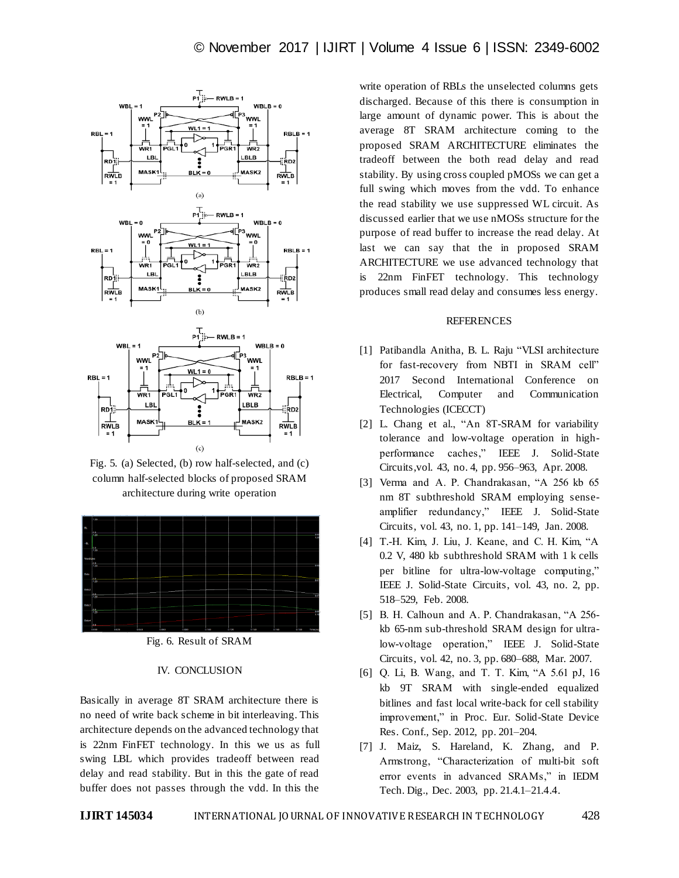Fig. 5. (a) Selected, (b) row half-selected, and (c) column half-selected blocks of proposed SRAM architecture during write operation

Fig. 6. Result of SRAM

## IV. CONCLUSION

Basically in average 8T SRAM architecture there is no need of write back scheme in bit interleaving. This architecture depends on the advanced technology that is 22nm FinFET technology. In this we us as full swing LBL which provides tradeoff between read delay and read stability. But in this the gate of read buffer does not passes through the vdd. In this the write operation of RBLs the unselected columns gets discharged. Because of this there is consumption in large amount of dynamic power. This is about the average 8T SRAM architecture coming to the proposed SRAM ARCHITECTURE eliminates the tradeoff between the both read delay and read stability. By using cross coupled pMOSs we can get a full swing which moves from the vdd. To enhance the read stability we use suppressed WL circuit. As discussed earlier that we use nMOSs structure for the purpose of read buffer to increase the read delay. At last we can say that the in proposed SRAM ARCHITECTURE we use advanced technology that is 22nm FinFET technology. This technology produces small read delay and consumes less energy.

## REFERENCES

[1] Patibandla Anitha, B. L. Raju "VLSI architecture for fast-recovery from NBTI in SRAM cell" 2017 Second International Conference on Electrical, Computer and Communication Technologies (ICECCT)

[2] L. Chang et al., "An 8T-SRAM for variability tolerance and low-voltage operation in high-performance caches," IEEE J. Solid-State Circuits,vol. 43, no. 4, pp. 956–963, Apr. 2008.

[3] Verma and A. P. Chandrakasan, "A 256 kb 65 nm 8T subthreshold SRAM employing sense-amplifier redundancy," IEEE J. Solid-State Circuits, vol. 43, no. 1, pp. 141–149, Jan. 2008.

[4] T.-H. Kim, J. Liu, J. Keane, and C. H. Kim, "A 0.2 V, 480 kb subthreshold SRAM with 1 k cells per bitline for ultra-low-voltage computing," IEEE J. Solid-State Circuits, vol. 43, no. 2, pp. 518–529, Feb. 2008.

[5] B. H. Calhoun and A. P. Chandrakasan, "A 256-kb 65-nm sub-threshold SRAM design for ultra-low-voltage operation," IEEE J. Solid-State Circuits, vol. 42, no. 3, pp. 680–688, Mar. 2007.

[6] Q. Li, B. Wang, and T. T. Kim, "A 5.61 pJ, 16 kb 9T SRAM with single-ended equalized bitlines and fast local write-back for cell stability improvement," in Proc. Eur. Solid-State Device Res. Conf., Sep. 2012, pp. 201–204.

[7] J. Maiz, S. Hareland, K. Zhang, and P. Armstrong, "Characterization of multi-bit soft error events in advanced SRAMs," in IEDM Tech. Dig., Dec. 2003, pp. 21.4.1–21.4.4.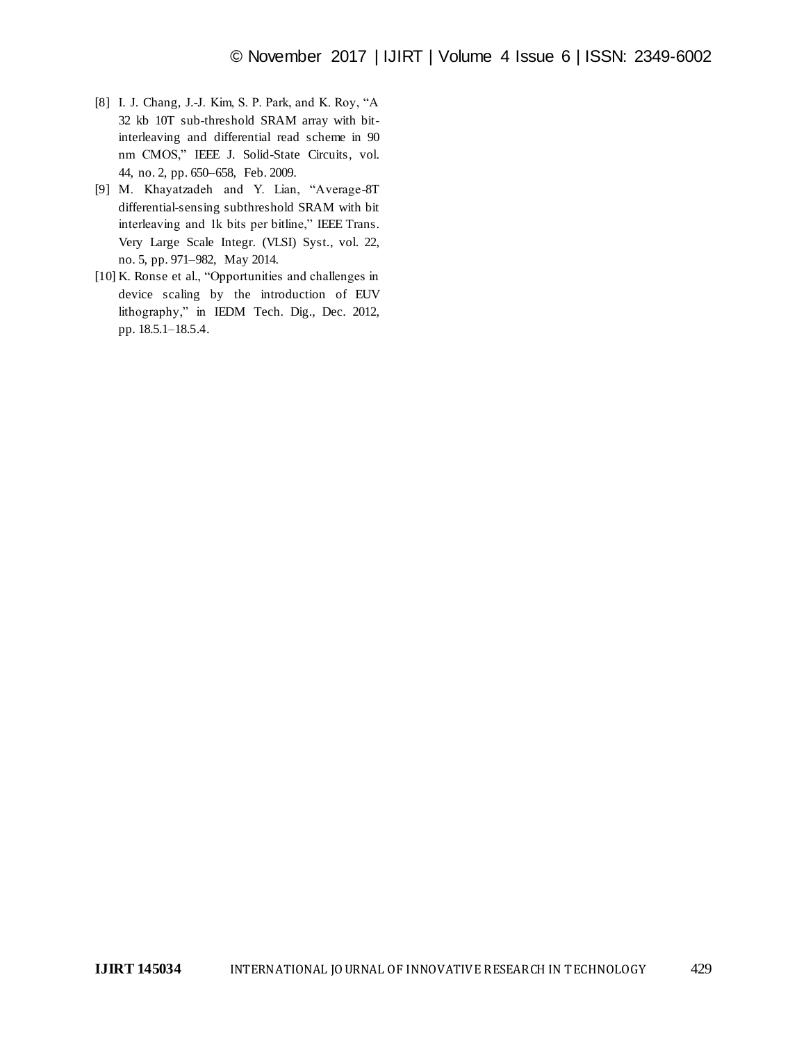[8] I. J. Chang, J.-J. Kim, S. P. Park, and K. Roy, “A 32 kb 10T sub-threshold SRAM array with bit-interleaving and differential read scheme in 90 nm CMOS,” IEEE J. Solid-State Circuits, vol. 44, no. 2, pp. 650–658, Feb. 2009.

[9] M. Khayatzadeh and Y. Lian, “Average-8T differential-sensing subthreshold SRAM with bit interleaving and 1k bits per bitline,” IEEE Trans. Very Large Scale Integr. (VLSI) Syst., vol. 22, no. 5, pp. 971–982, May 2014.

[10] K. Ronse et al., “Opportunities and challenges in device scaling by the introduction of EUV lithography,” in IEDM Tech. Dig., Dec. 2012, pp. 18.5.1–18.5.4.